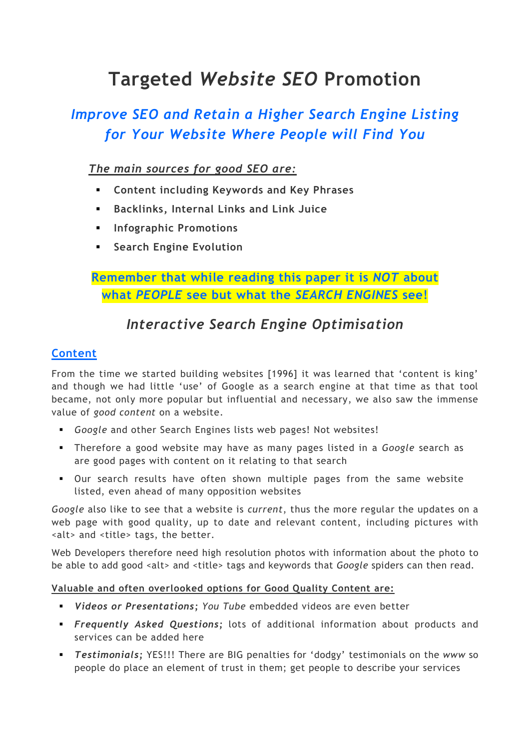# Targeted *Website SEO* Promotion

## *Improve SEO and Retain a Higher Search Engine Listing for Your Website Where People will Find You*

***The main sources for good SEO are:***

- **Content including Keywords and Key Phrases**
- **Backlinks, Internal Links and Link Juice**
- **Infographic Promotions**
- **Search Engine Evolution**

**Remember that while reading this paper it is *NOT* about what *PEOPLE* see but what the *SEARCH ENGINES* see!**

## *Interactive Search Engine Optimisation*

### Content

From the time we started building websites [1996] it was learned that 'content is king' and though we had little 'use' of Google as a search engine at that time as that tool became, not only more popular but influential and necessary, we also saw the immense value of *good content* on a website.

- *Google* and other Search Engines lists web pages! Not websites!
- Therefore a good website may have as many pages listed in a *Google* search as are good pages with content on it relating to that search
- Our search results have often shown multiple pages from the same website listed, even ahead of many opposition websites

*Google* also like to see that a website is *current*, thus the more regular the updates on a web page with good quality, up to date and relevant content, including pictures with <alt> and <title> tags, the better.

Web Developers therefore need high resolution photos with information about the photo to be able to add good <alt> and <title> tags and keywords that *Google* spiders can then read.

Valuable and often overlooked options for Good Quality Content are:

- ***Videos or Presentations***; *You Tube* embedded videos are even better
- ***Frequently Asked Questions***; lots of additional information about products and services can be added here
- ***Testimonials***; YES!!! There are BIG penalties for 'dodgy' testimonials on the *www* so people do place an element of trust in them; get people to describe your services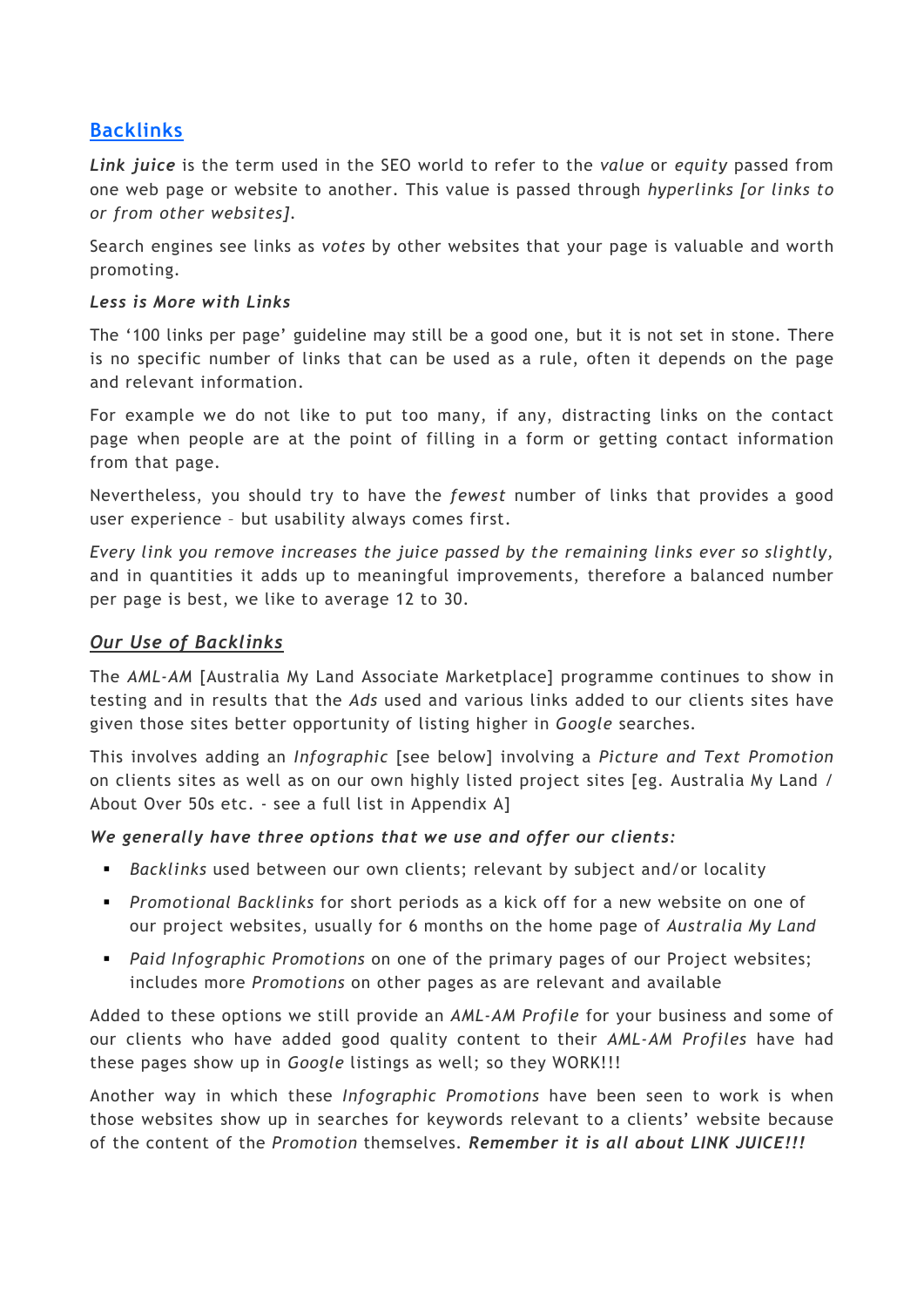## Backlinks

***Link juice*** is the term used in the SEO world to refer to the *value* or *equity* passed from one web page or website to another. This value is passed through *hyperlinks [or links to or from other websites]*.

Search engines see links as *votes* by other websites that your page is valuable and worth promoting.

***Less is More with Links***

The '100 links per page' guideline may still be a good one, but it is not set in stone. There is no specific number of links that can be used as a rule, often it depends on the page and relevant information.

For example we do not like to put too many, if any, distracting links on the contact page when people are at the point of filling in a form or getting contact information from that page.

Nevertheless, you should try to have the *fewest* number of links that provides a good user experience – but usability always comes first.

*Every link you remove increases the juice passed by the remaining links ever so slightly,* and in quantities it adds up to meaningful improvements, therefore a balanced number per page is best, we like to average 12 to 30.

### *Our Use of Backlinks*

The *AML-AM* [Australia My Land Associate Marketplace] programme continues to show in testing and in results that the *Ads* used and various links added to our clients sites have given those sites better opportunity of listing higher in *Google* searches.

This involves adding an *Infographic* [see below] involving a *Picture and Text Promotion* on clients sites as well as on our own highly listed project sites [eg. Australia My Land / About Over 50s etc. - see a full list in Appendix A]

***We generally have three options that we use and offer our clients:***

- *Backlinks* used between our own clients; relevant by subject and/or locality
- *Promotional Backlinks* for short periods as a kick off for a new website on one of our project websites, usually for 6 months on the home page of *Australia My Land*
- *Paid Infographic Promotions* on one of the primary pages of our Project websites; includes more *Promotions* on other pages as are relevant and available

Added to these options we still provide an *AML-AM Profile* for your business and some of our clients who have added good quality content to their *AML-AM Profiles* have had these pages show up in *Google* listings as well; so they WORK!!!

Another way in which these *Infographic Promotions* have been seen to work is when those websites show up in searches for keywords relevant to a clients' website because of the content of the *Promotion* themselves. ***Remember it is all about LINK JUICE!!!***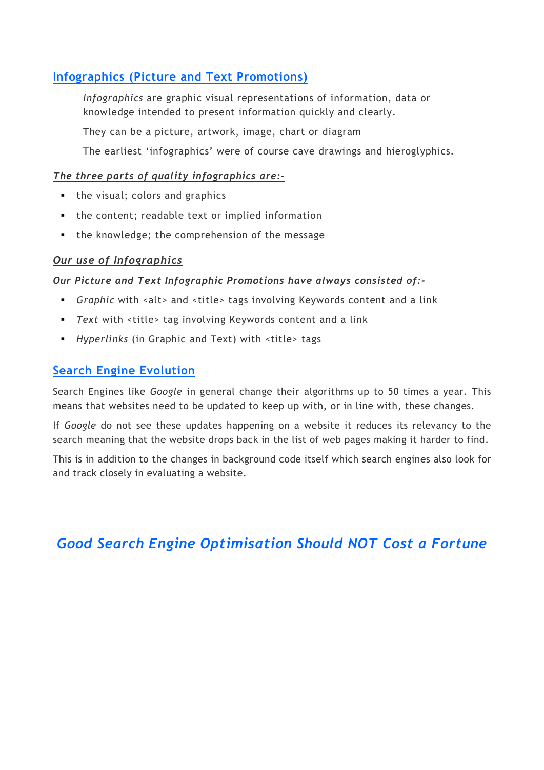## Infographics (Picture and Text Promotions)

*Infographics* are graphic visual representations of information, data or knowledge intended to present information quickly and clearly.

They can be a picture, artwork, image, chart or diagram

The earliest 'infographics' were of course cave drawings and hieroglyphics.

### *The three parts of quality infographics are:-*

- the visual; colors and graphics
- the content; readable text or implied information
- the knowledge; the comprehension of the message

### *Our use of Infographics*

***Our Picture and Text Infographic Promotions have always consisted of:-***

- *Graphic* with <alt> and <title> tags involving Keywords content and a link
- *Text* with <title> tag involving Keywords content and a link
- *Hyperlinks* (in Graphic and Text) with <title> tags

## Search Engine Evolution

Search Engines like *Google* in general change their algorithms up to 50 times a year. This means that websites need to be updated to keep up with, or in line with, these changes.

If *Google* do not see these updates happening on a website it reduces its relevancy to the search meaning that the website drops back in the list of web pages making it harder to find.

This is in addition to the changes in background code itself which search engines also look for and track closely in evaluating a website.

## *Good Search Engine Optimisation Should NOT Cost a Fortune*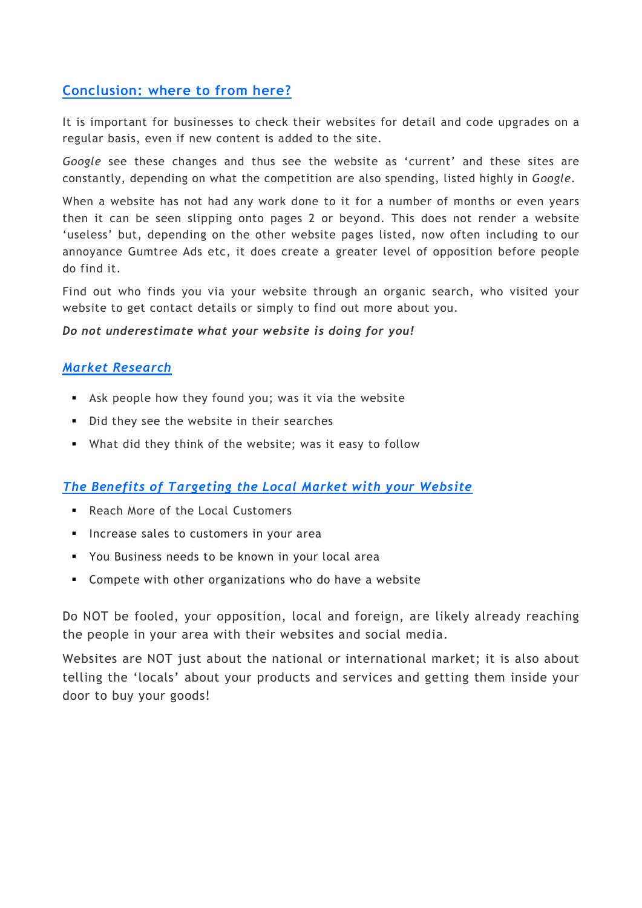## Conclusion: where to from here?

It is important for businesses to check their websites for detail and code upgrades on a regular basis, even if new content is added to the site.

*Google* see these changes and thus see the website as 'current' and these sites are constantly, depending on what the competition are also spending, listed highly in *Google*.

When a website has not had any work done to it for a number of months or even years then it can be seen slipping onto pages 2 or beyond. This does not render a website 'useless' but, depending on the other website pages listed, now often including to our annoyance Gumtree Ads etc, it does create a greater level of opposition before people do find it.

Find out who finds you via your website through an organic search, who visited your website to get contact details or simply to find out more about you.

***Do not underestimate what your website is doing for you!***

### *Market Research*

- Ask people how they found you; was it via the website
- Did they see the website in their searches
- What did they think of the website; was it easy to follow

### *The Benefits of Targeting the Local Market with your Website*

- Reach More of the Local Customers
- Increase sales to customers in your area
- You Business needs to be known in your local area
- Compete with other organizations who do have a website

Do NOT be fooled, your opposition, local and foreign, are likely already reaching the people in your area with their websites and social media.

Websites are NOT just about the national or international market; it is also about telling the 'locals' about your products and services and getting them inside your door to buy your goods!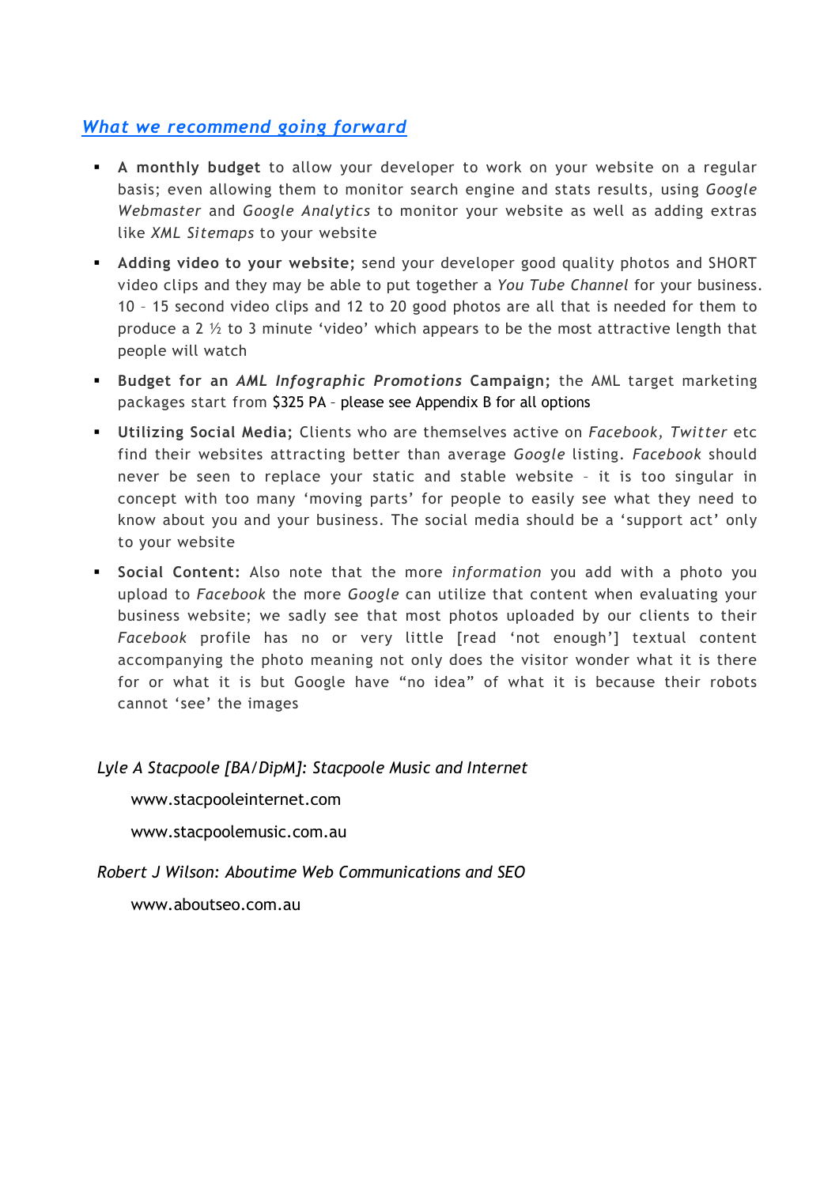## *What we recommend going forward*

- **A monthly budget** to allow your developer to work on your website on a regular basis; even allowing them to monitor search engine and stats results, using *Google Webmaster* and *Google Analytics* to monitor your website as well as adding extras like *XML Sitemaps* to your website
- **Adding video to your website;** send your developer good quality photos and SHORT video clips and they may be able to put together a *You Tube Channel* for your business. 10 – 15 second video clips and 12 to 20 good photos are all that is needed for them to produce a 2 ½ to 3 minute 'video' which appears to be the most attractive length that people will watch
- **Budget for an *AML Infographic Promotions* Campaign;** the AML target marketing packages start from $325 PA – please see Appendix B for all options
- **Utilizing Social Media;** Clients who are themselves active on *Facebook*, *Twitter* etc find their websites attracting better than average *Google* listing. *Facebook* should never be seen to replace your static and stable website – it is too singular in concept with too many 'moving parts' for people to easily see what they need to know about you and your business. The social media should be a 'support act' only to your website
- **Social Content:** Also note that the more *information* you add with a photo you upload to *Facebook* the more *Google* can utilize that content when evaluating your business website; we sadly see that most photos uploaded by our clients to their *Facebook* profile has no or very little [read 'not enough'] textual content accompanying the photo meaning not only does the visitor wonder what it is there for or what it is but Google have "no idea" of what it is because their robots cannot 'see' the images

*Lyle A Stacpoole [BA/DipM]: Stacpoole Music and Internet*

www.stacpooleinternet.com

www.stacpoolemusic.com.au

*Robert J Wilson: Aboutime Web Communications and SEO*

www.aboutseo.com.au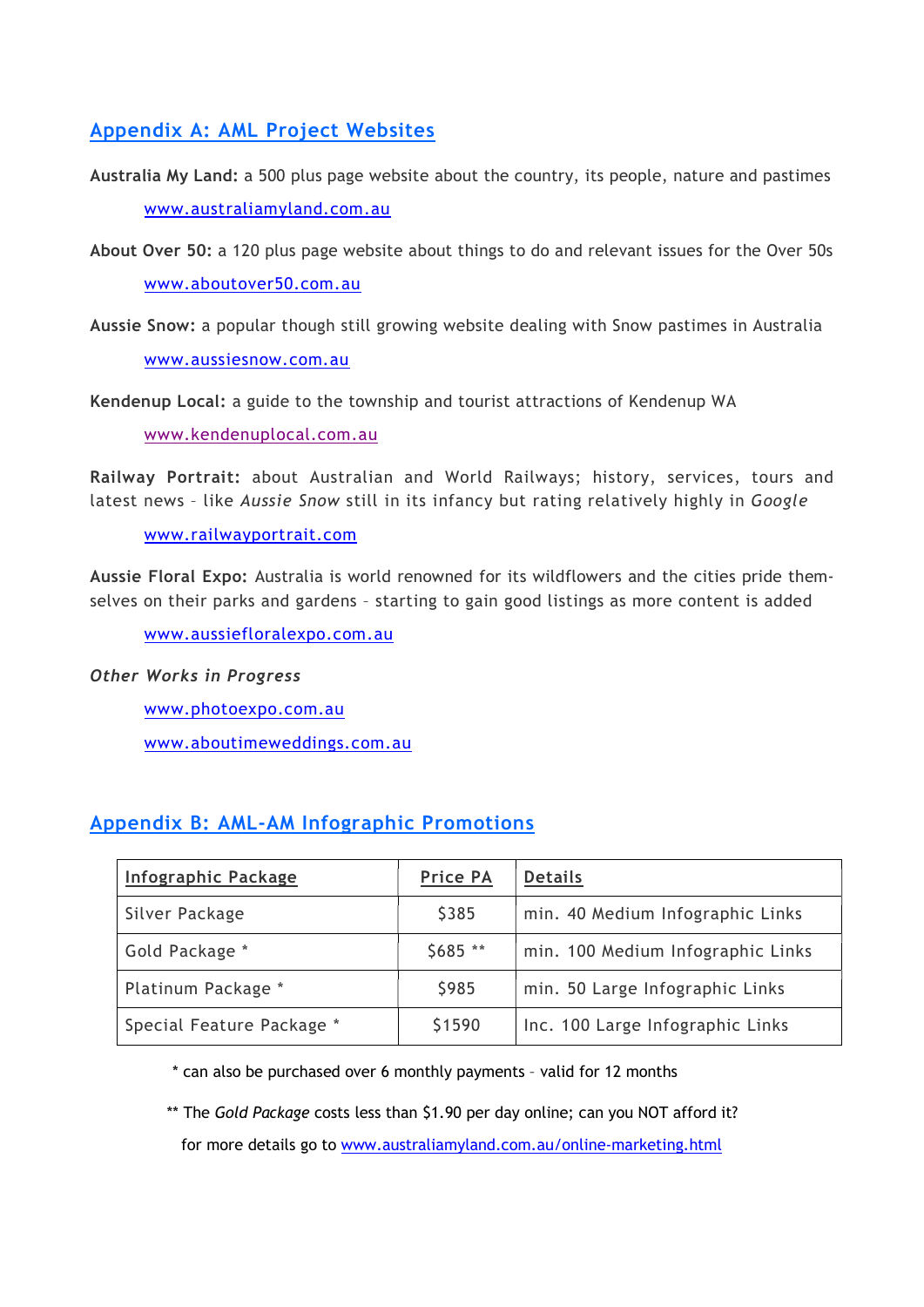## Appendix A: AML Project Websites

**Australia My Land:** a 500 plus page website about the country, its people, nature and pastimes

www.australiamyland.com.au

**About Over 50:** a 120 plus page website about things to do and relevant issues for the Over 50s

www.aboutover50.com.au

**Aussie Snow:** a popular though still growing website dealing with Snow pastimes in Australia

www.aussiesnow.com.au

**Kendenup Local:** a guide to the township and tourist attractions of Kendenup WA

www.kendenuplocal.com.au

**Railway Portrait:** about Australian and World Railways; history, services, tours and latest news – like *Aussie Snow* still in its infancy but rating relatively highly in *Google*

www.railwayportrait.com

**Aussie Floral Expo:** Australia is world renowned for its wildflowers and the cities pride themselves on their parks and gardens – starting to gain good listings as more content is added

www.aussiefloralexpo.com.au

*Other Works in Progress*

www.photoexpo.com.au

www.aboutimeweddings.com.au

## Appendix B: AML-AM Infographic Promotions

| Infographic Package | Price PA | Details |
|---|---|---|
| Silver Package | $385 | min. 40 Medium Infographic Links |
| Gold Package * | $685 ** | min. 100 Medium Infographic Links |
| Platinum Package * | $985 | min. 50 Large Infographic Links |
| Special Feature Package * | $1590 | Inc. 100 Large Infographic Links |

\* can also be purchased over 6 monthly payments – valid for 12 months

** The *Gold Package* costs less than $1.90 per day online; can you NOT afford it?

for more details go to www.australiamyland.com.au/online-marketing.html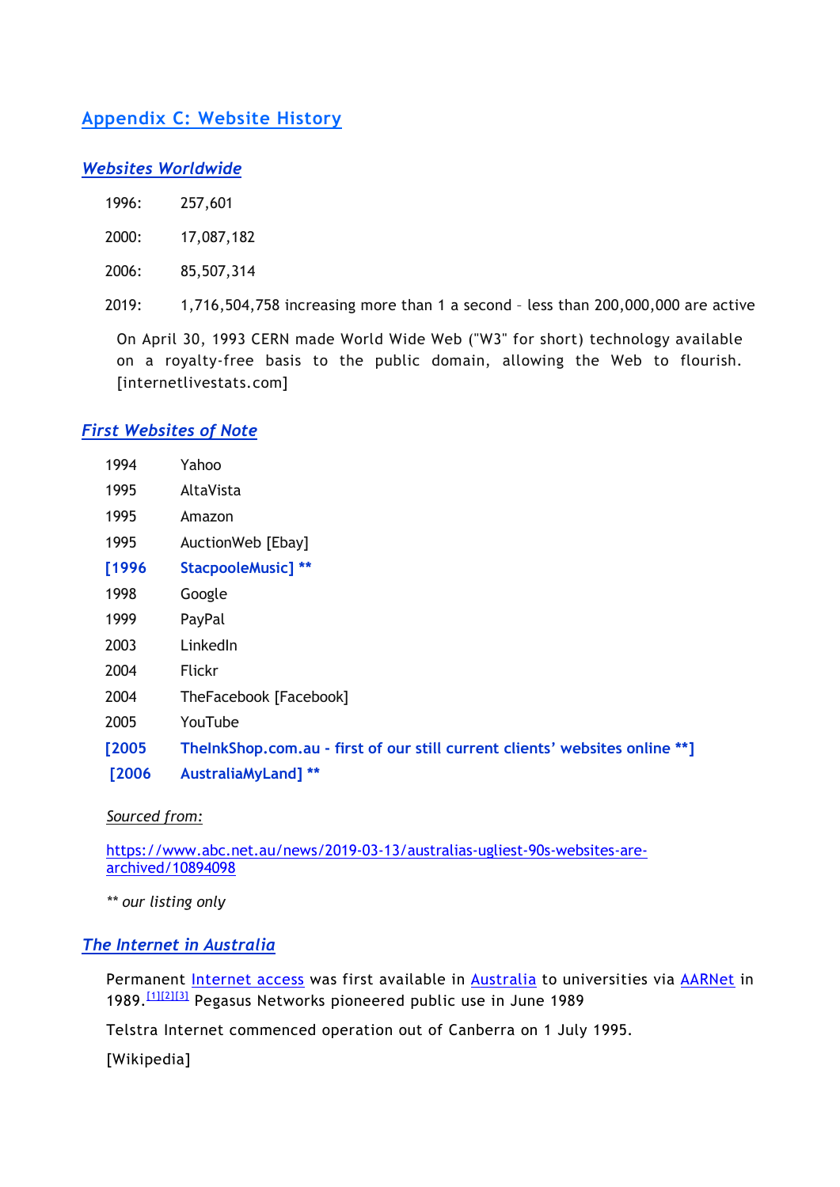## Appendix C: Website History

### *Websites Worldwide*

| | |
|---|---|
| 1996: | 257,601 |
| 2000: | 17,087,182 |
| 2006: | 85,507,314 |
| 2019: | 1,716,504,758 increasing more than 1 a second – less than 200,000,000 are active |

On April 30, 1993 CERN made World Wide Web ("W3" for short) technology available on a royalty-free basis to the public domain, allowing the Web to flourish. [internetlivestats.com]

### *First Websites of Note*

| | |
|---|---|
| 1994 | Yahoo |
| 1995 | AltaVista |
| 1995 | Amazon |
| 1995 | AuctionWeb [Ebay] |
| **[1996** | **StacpooleMusic] **** |
| 1998 | Google |
| 1999 | PayPal |
| 2003 | LinkedIn |
| 2004 | Flickr |
| 2004 | TheFacebook [Facebook] |
| 2005 | YouTube |
| **[2005** | **TheInkShop.com.au - first of our still current clients' websites online **]** |
| **[2006** | **AustraliaMyLand] **** |

*Sourced from:*

https://www.abc.net.au/news/2019-03-13/australias-ugliest-90s-websites-are-archived/10894098

*** our listing only*

### *The Internet in Australia*

Permanent Internet access was first available in Australia to universities via AARNet in 1989.[1][2][3] Pegasus Networks pioneered public use in June 1989

Telstra Internet commenced operation out of Canberra on 1 July 1995.

[Wikipedia]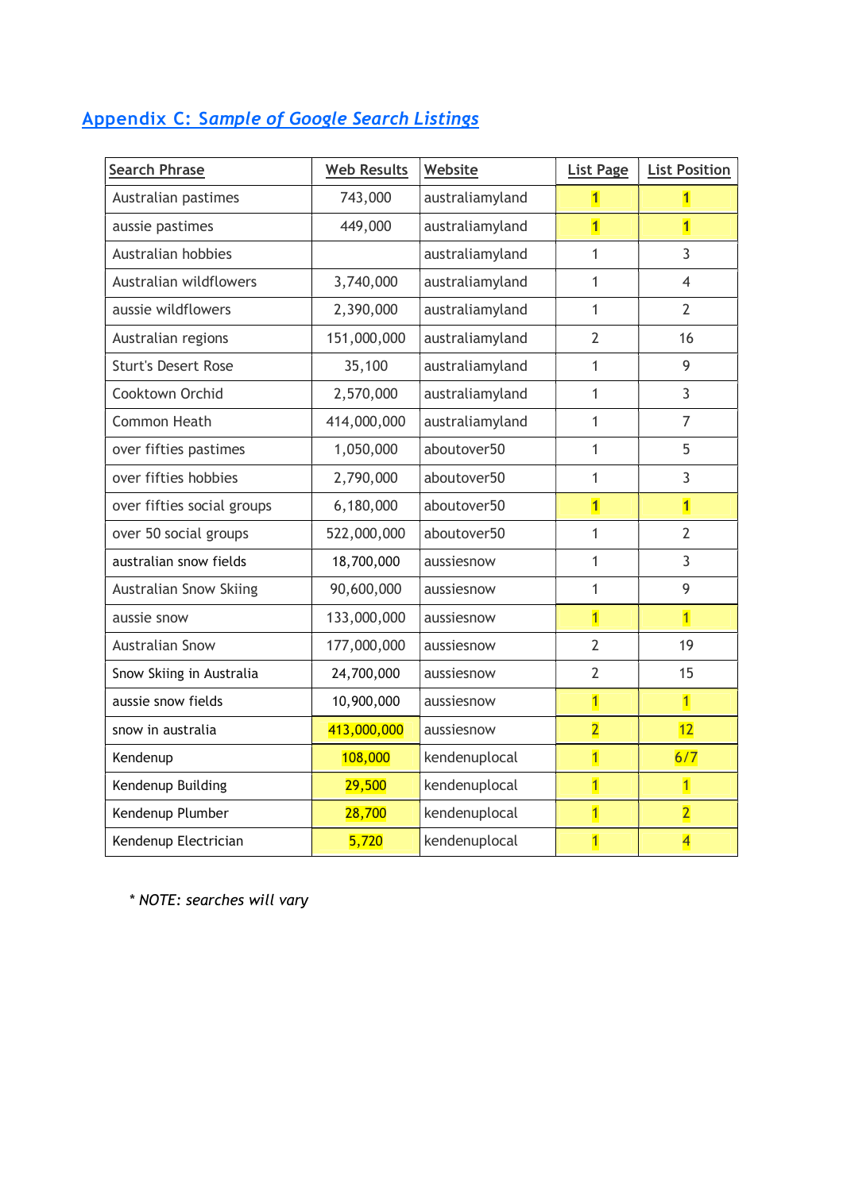## Appendix C: *Sample of Google Search Listings*

| Search Phrase | Web Results | Website | List Page | List Position |
|---|---|---|---|---|
| Australian pastimes | 743,000 | australiamyland | 1 | 1 |
| aussie pastimes | 449,000 | australiamyland | 1 | 1 |
| Australian hobbies | | australiamyland | 1 | 3 |
| Australian wildflowers | 3,740,000 | australiamyland | 1 | 4 |
| aussie wildflowers | 2,390,000 | australiamyland | 1 | 2 |
| Australian regions | 151,000,000 | australiamyland | 2 | 16 |
| Sturt's Desert Rose | 35,100 | australiamyland | 1 | 9 |
| Cooktown Orchid | 2,570,000 | australiamyland | 1 | 3 |
| Common Heath | 414,000,000 | australiamyland | 1 | 7 |
| over fifties pastimes | 1,050,000 | aboutover50 | 1 | 5 |
| over fifties hobbies | 2,790,000 | aboutover50 | 1 | 3 |
| over fifties social groups | 6,180,000 | aboutover50 | 1 | 1 |
| over 50 social groups | 522,000,000 | aboutover50 | 1 | 2 |
| australian snow fields | 18,700,000 | aussiesnow | 1 | 3 |
| Australian Snow Skiing | 90,600,000 | aussiesnow | 1 | 9 |
| aussie snow | 133,000,000 | aussiesnow | 1 | 1 |
| Australian Snow | 177,000,000 | aussiesnow | 2 | 19 |
| Snow Skiing in Australia | 24,700,000 | aussiesnow | 2 | 15 |
| aussie snow fields | 10,900,000 | aussiesnow | 1 | 1 |
| snow in australia | 413,000,000 | aussiesnow | 2 | 12 |
| Kendenup | 108,000 | kendenuplocal | 1 | 6/7 |
| Kendenup Building | 29,500 | kendenuplocal | 1 | 1 |
| Kendenup Plumber | 28,700 | kendenuplocal | 1 | 2 |
| Kendenup Electrician | 5,720 | kendenuplocal | 1 | 4 |

*\* NOTE: searches will vary*